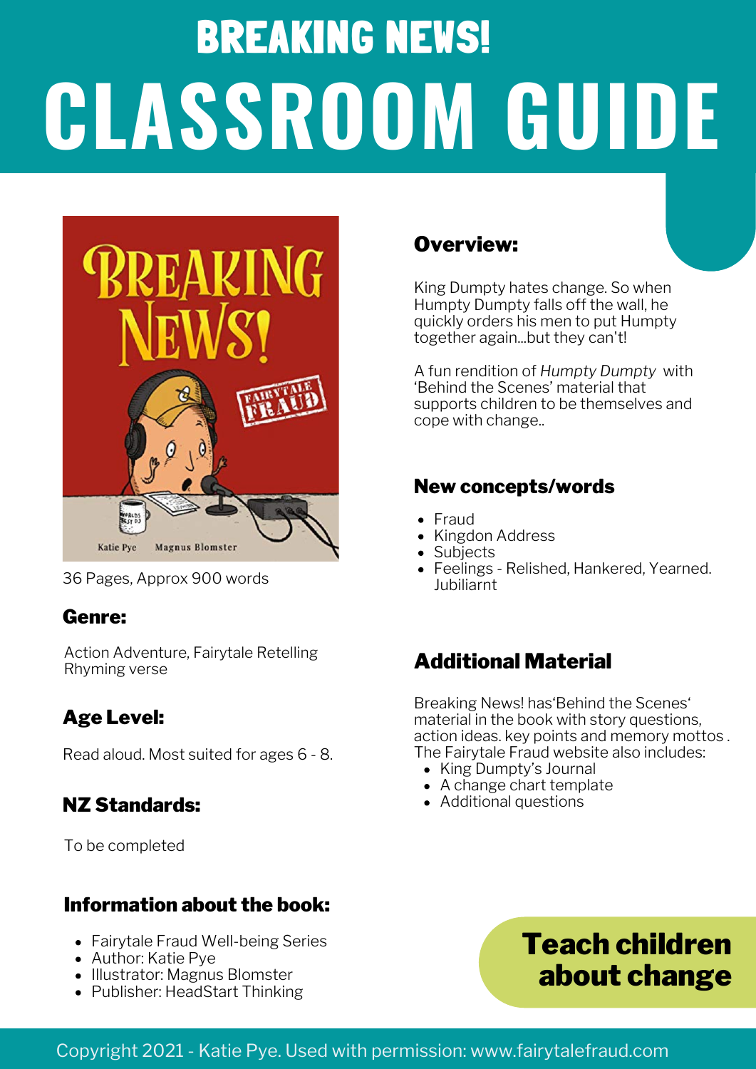# BREAKING NEWS!

# CLASSROOM GUIDE

36 Pages, Approx 900 words

## Genre:

Action Adventure, Fairytale Retelling
Rhyming verse

## Age Level:

Read aloud. Most suited for ages 6 - 8.

## NZ Standards:

To be completed

## Information about the book:

- Fairytale Fraud Well-being Series
- Author: Katie Pye
- Illustrator: Magnus Blomster
- Publisher: HeadStart Thinking

## Overview:

King Dumpty hates change. So when Humpty Dumpty falls off the wall, he quickly orders his men to put Humpty together again...but they can't!

A fun rendition of *Humpty Dumpty* with 'Behind the Scenes' material that supports children to be themselves and cope with change..

## New concepts/words

- Fraud
- Kingdon Address
- Subjects
- Feelings - Relished, Hankered, Yearned. Jubiliarnt

## Additional Material

Breaking News! has'Behind the Scenes' material in the book with story questions, action ideas. key points and memory mottos . The Fairytale Fraud website also includes:

- King Dumpty's Journal
- A change chart template
- Additional questions

**Teach children about change**

Copyright 2021 - Katie Pye. Used with permission: www.fairytalefraud.com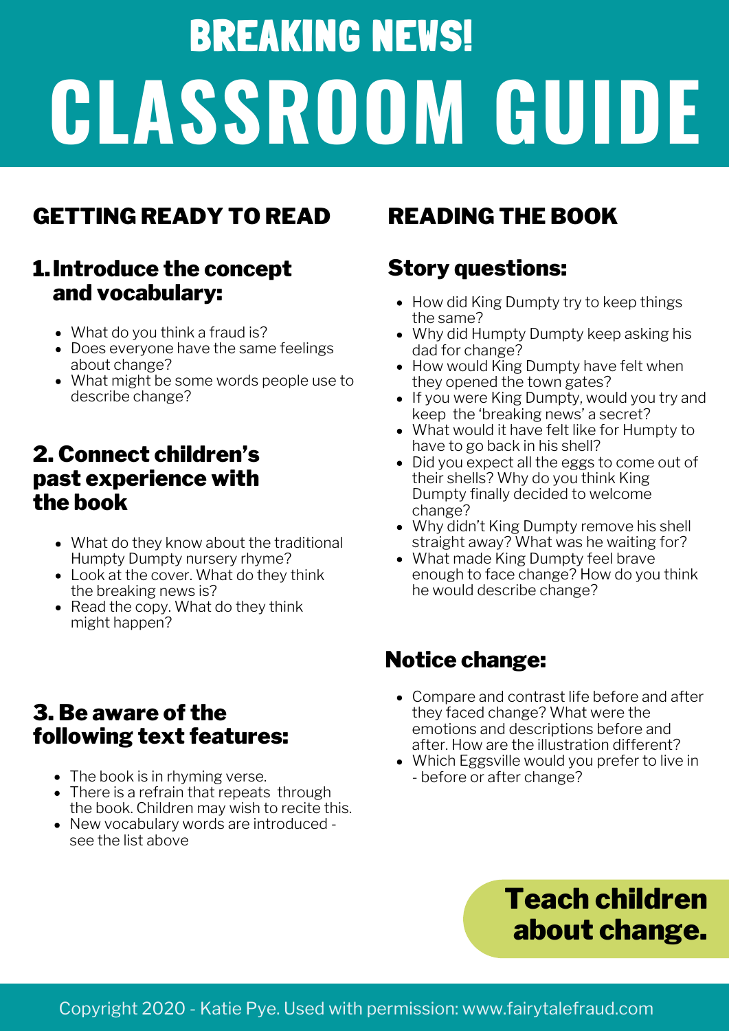# BREAKING NEWS!

# CLASSROOM GUIDE

## GETTING READY TO READ

### 1. Introduce the concept and vocabulary:

- What do you think a fraud is?
- Does everyone have the same feelings about change?
- What might be some words people use to describe change?

### 2. Connect children's past experience with the book

- What do they know about the traditional Humpty Dumpty nursery rhyme?
- Look at the cover. What do they think the breaking news is?
- Read the copy. What do they think might happen?

### 3. Be aware of the following text features:

- The book is in rhyming verse.
- There is a refrain that repeats through the book. Children may wish to recite this.
- New vocabulary words are introduced - see the list above

## READING THE BOOK

### Story questions:

- How did King Dumpty try to keep things the same?
- Why did Humpty Dumpty keep asking his dad for change?
- How would King Dumpty have felt when they opened the town gates?
- If you were King Dumpty, would you try and keep the 'breaking news' a secret?
- What would it have felt like for Humpty to have to go back in his shell?
- Did you expect all the eggs to come out of their shells? Why do you think King Dumpty finally decided to welcome change?
- Why didn't King Dumpty remove his shell straight away? What was he waiting for?
- What made King Dumpty feel brave enough to face change? How do you think he would describe change?

### Notice change:

- Compare and contrast life before and after they faced change? What were the emotions and descriptions before and after. How are the illustration different?
- Which Eggsville would you prefer to live in - before or after change?

**Teach children about change.**

Copyright 2020 - Katie Pye. Used with permission: www.fairytalefraud.com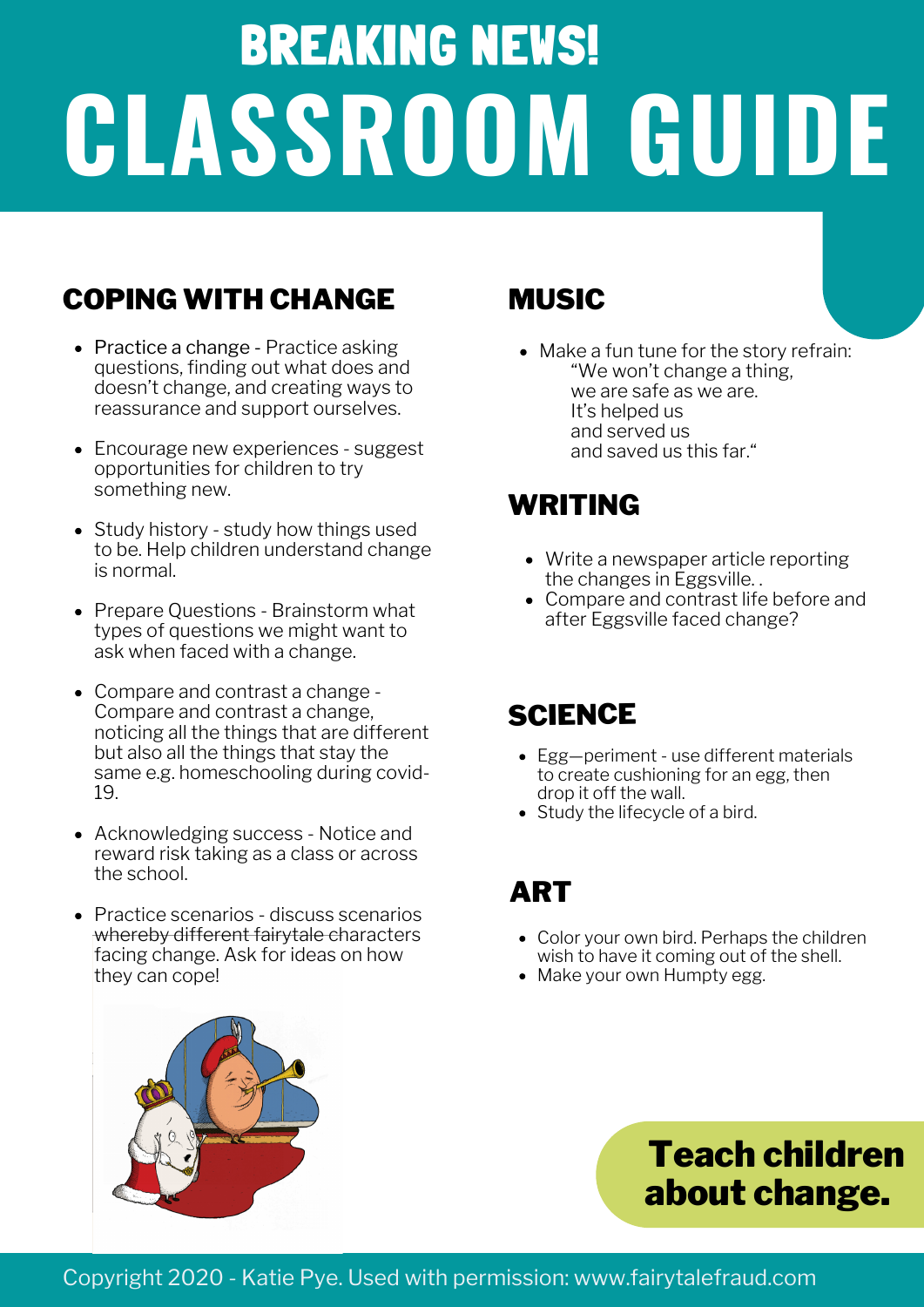# BREAKING NEWS!

# CLASSROOM GUIDE

## COPING WITH CHANGE

- Practice a change - Practice asking questions, finding out what does and doesn't change, and creating ways to reassurance and support ourselves.
- Encourage new experiences - suggest opportunities for children to try something new.
- Study history - study how things used to be. Help children understand change is normal.
- Prepare Questions - Brainstorm what types of questions we might want to ask when faced with a change.
- Compare and contrast a change - Compare and contrast a change, noticing all the things that are different but also all the things that stay the same e.g. homeschooling during covid-19.
- Acknowledging success - Notice and reward risk taking as a class or across the school.
- Practice scenarios - discuss scenarios ~~whereby different fairytale~~ characters facing change. Ask for ideas on how they can cope!

## MUSIC

- Make a fun tune for the story refrain:
  "We won't change a thing,
  we are safe as we are.
  It's helped us
  and served us
  and saved us this far."

## WRITING

- Write a newspaper article reporting the changes in Eggsville. .
- Compare and contrast life before and after Eggsville faced change?

## SCIENCE

- Egg—periment - use different materials to create cushioning for an egg, then drop it off the wall.
- Study the lifecycle of a bird.

## ART

- Color your own bird. Perhaps the children wish to have it coming out of the shell.
- Make your own Humpty egg.

**Teach children about change.**

Copyright 2020 - Katie Pye. Used with permission: www.fairytalefraud.com